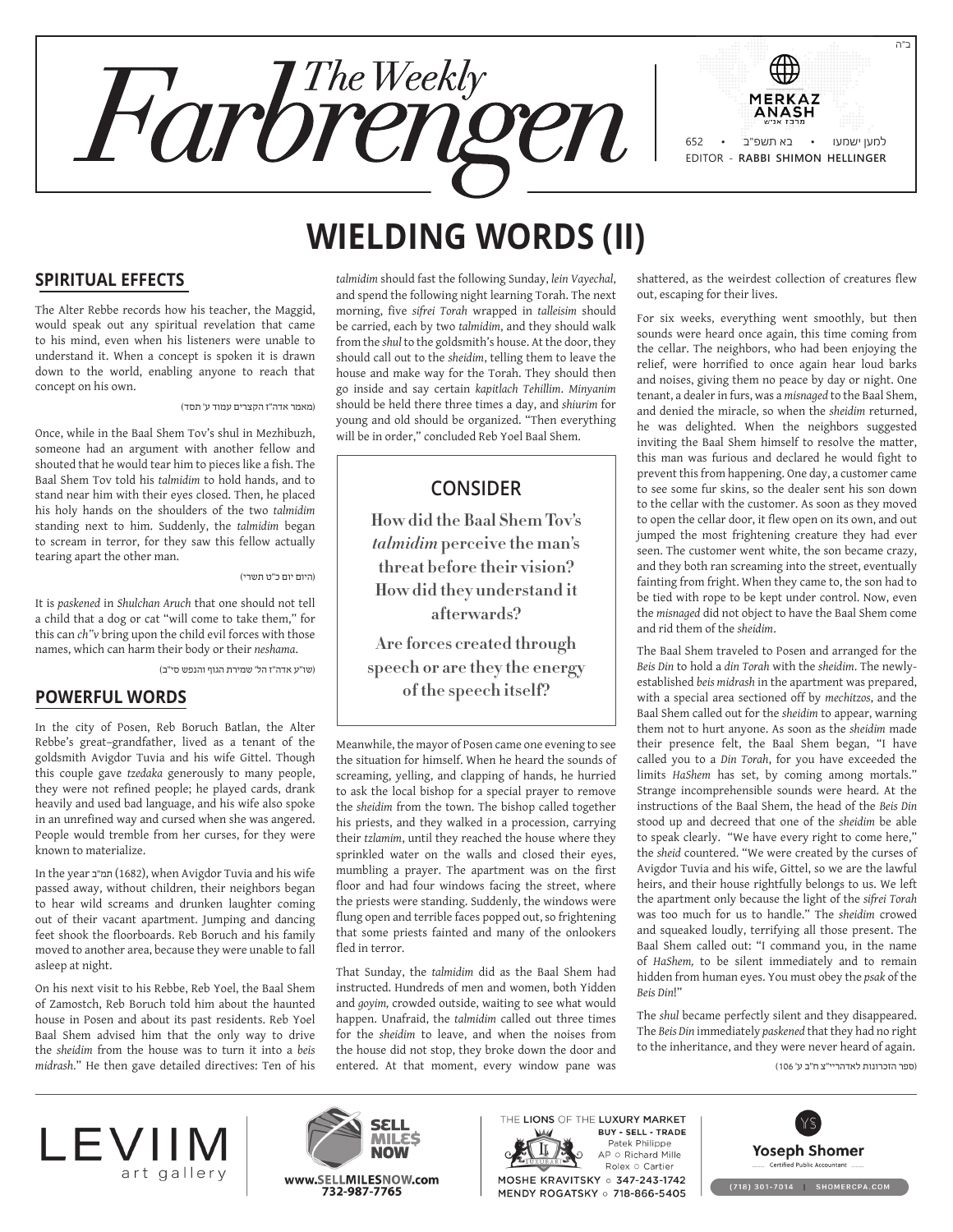# WIELDING WORDS (II)

## SPIRITUAL EFFECTS

The Alter Rebbe records how his teacher, the Maggid, would speak out any spiritual revelation that came to his mind, even when his listeners were unable to understand it. When a concept is spoken it is drawn down to the world, enabling anyone to reach that concept on his own.

(מאמר אדה"ז הקצרים עמוד ע' תסד)

Once, while in the Baal Shem Tov's shul in Mezhibuzh, someone had an argument with another fellow and shouted that he would tear him to pieces like a fish. The Baal Shem Tov told his *talmidim* to hold hands, and to stand near him with their eyes closed. Then, he placed his holy hands on the shoulders of the two *talmidim* standing next to him. Suddenly, the *talmidim* began to scream in terror, for they saw this fellow actually tearing apart the other man.

(היום יום כ"ט תשרי)

It is *paskened* in *Shulchan Aruch* that one should not tell a child that a dog or cat "will come to take them," for this can *ch"v* bring upon the child evil forces with those names, which can harm their body or their *neshama*.

(שו"ע אדה"ז הל' שמירת הגוף והנפש ס"ב)

## POWERFUL WORDS

In the city of Posen, Reb Boruch Batlan, the Alter Rebbe's great–grandfather, lived as a tenant of the goldsmith Avigdor Tuvia and his wife Gittel. Though this couple gave *tzedaka* generously to many people, they were not refined people; he played cards, drank heavily and used bad language, and his wife also spoke in an unrefined way and cursed when she was angered. People would tremble from her curses, for they were known to materialize.

In the year תמ"ב (1682), when Avigdor Tuvia and his wife passed away, without children, their neighbors began to hear wild screams and drunken laughter coming out of their vacant apartment. Jumping and dancing feet shook the floorboards. Reb Boruch and his family moved to another area, because they were unable to fall asleep at night.

On his next visit to his Rebbe, Reb Yoel, the Baal Shem of Zamostch, Reb Boruch told him about the haunted house in Posen and about its past residents. Reb Yoel Baal Shem advised him that the only way to drive the *sheidim* from the house was to turn it into a *beis midrash*." He then gave detailed directives: Ten of his *talmidim* should fast the following Sunday, *lein Vayechal*, and spend the following night learning Torah. The next morning, five *sifrei Torah* wrapped in *talleisim* should be carried, each by two *talmidim*, and they should walk from the *shul* to the goldsmith's house. At the door, they should call out to the *sheidim*, telling them to leave the house and make way for the Torah. They should then go inside and say certain *kapitlach Tehillim*. *Minyanim* should be held there three times a day, and *shiurim* for young and old should be organized. "Then everything will be in order," concluded Reb Yoel Baal Shem.

> ### CONSIDER
>
> **How did the Baal Shem Tov's *talmidim* perceive the man's threat before their vision? How did they understand it afterwards?**
>
> **Are forces created through speech or are they the energy of the speech itself?**

Meanwhile, the mayor of Posen came one evening to see the situation for himself. When he heard the sounds of screaming, yelling, and clapping of hands, he hurried to ask the local bishop for a special prayer to remove the *sheidim* from the town. The bishop called together his priests, and they walked in a procession, carrying their *tzlamim*, until they reached the house where they sprinkled water on the walls and closed their eyes, mumbling a prayer. The apartment was on the first floor and had four windows facing the street, where the priests were standing. Suddenly, the windows were flung open and terrible faces popped out, so frightening that some priests fainted and many of the onlookers fled in terror.

That Sunday, the *talmidim* did as the Baal Shem had instructed. Hundreds of men and women, both Yidden and *goyim,* crowded outside, waiting to see what would happen. Unafraid, the *talmidim* called out three times for the *sheidim* to leave, and when the noises from the house did not stop, they broke down the door and entered. At that moment, every window pane was shattered, as the weirdest collection of creatures flew out, escaping for their lives.

For six weeks, everything went smoothly, but then sounds were heard once again, this time coming from the cellar. The neighbors, who had been enjoying the relief, were horrified to once again hear loud barks and noises, giving them no peace by day or night. One tenant, a dealer in furs, was a *misnaged* to the Baal Shem, and denied the miracle, so when the *sheidim* returned, he was delighted. When the neighbors suggested inviting the Baal Shem himself to resolve the matter, this man was furious and declared he would fight to prevent this from happening. One day, a customer came to see some fur skins, so the dealer sent his son down to the cellar with the customer. As soon as they moved to open the cellar door, it flew open on its own, and out jumped the most frightening creature they had ever seen. The customer went white, the son became crazy, and they both ran screaming into the street, eventually fainting from fright. When they came to, the son had to be tied with rope to be kept under control. Now, even the *misnaged* did not object to have the Baal Shem come and rid them of the *sheidim*.

The Baal Shem traveled to Posen and arranged for the *Beis Din* to hold a *din Torah* with the *sheidim*. The newly-established *beis midrash* in the apartment was prepared, with a special area sectioned off by *mechitzos*, and the Baal Shem called out for the *sheidim* to appear, warning them not to hurt anyone. As soon as the *sheidim* made their presence felt, the Baal Shem began, "I have called you to a *Din Torah*, for you have exceeded the limits *HaShem* has set, by coming among mortals." Strange incomprehensible sounds were heard. At the instructions of the Baal Shem, the head of the *Beis Din* stood up and decreed that one of the *sheidim* be able to speak clearly. "We have every right to come here," the *sheid* countered. "We were created by the curses of Avigdor Tuvia and his wife, Gittel, so we are the lawful heirs, and their house rightfully belongs to us. We left the apartment only because the light of the *sifrei Torah* was too much for us to handle." The *sheidim* crowed and squeaked loudly, terrifying all those present. The Baal Shem called out: "I command you, in the name of *HaShem,* to be silent immediately and to remain hidden from human eyes. You must obey the *psak* of the *Beis Din*!"

The *shul* became perfectly silent and they disappeared. The *Beis Din* immediately *paskened* that they had no right to the inheritance, and they were never heard of again.

(ספר הזכרונות לאדהריי"צ ח"ב ע' 106)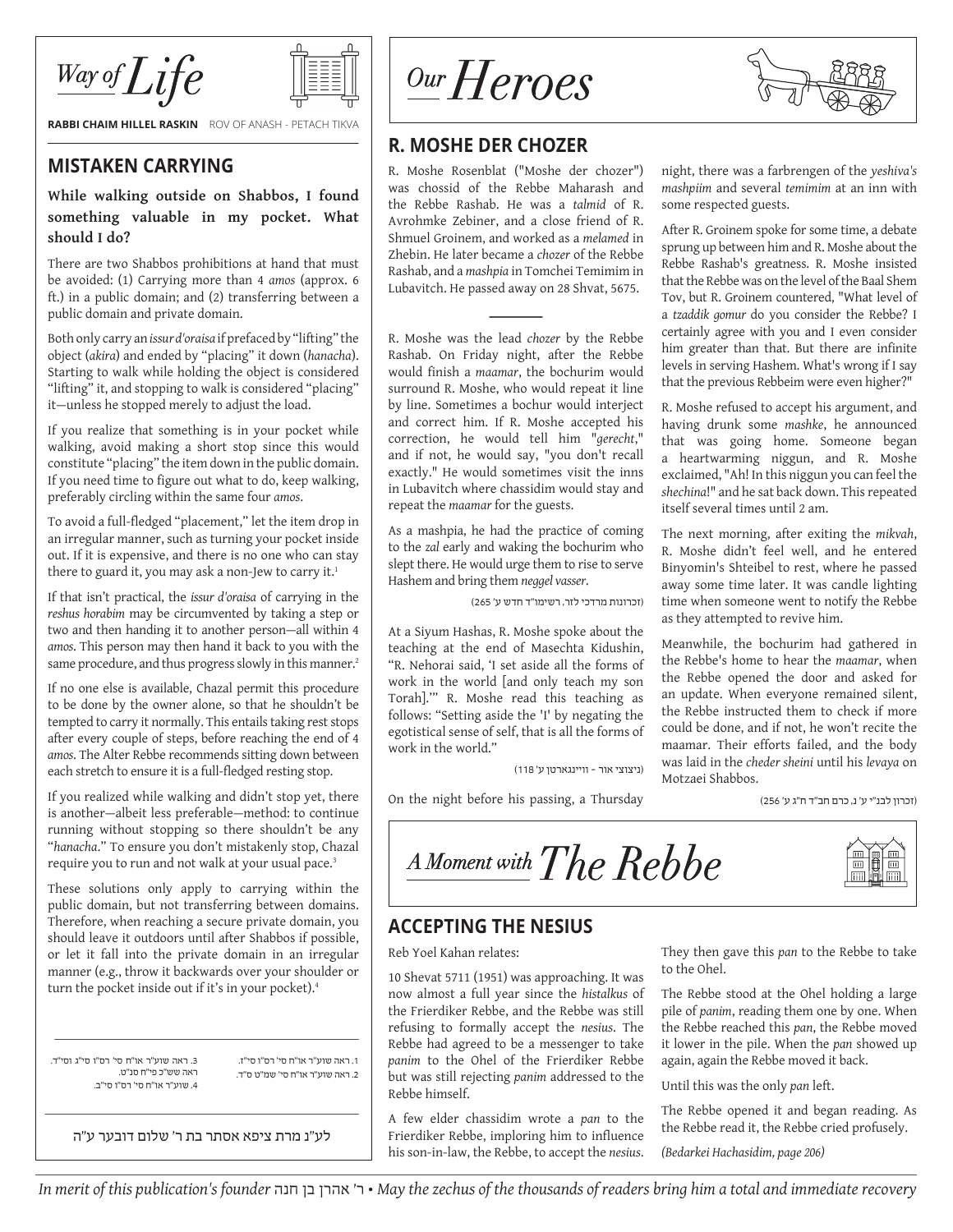# Way of Life

**RABBI CHAIM HILLEL RASKIN** ROV OF ANASH - PETACH TIKVA

## MISTAKEN CARRYING

**While walking outside on Shabbos, I found something valuable in my pocket. What should I do?**

There are two Shabbos prohibitions at hand that must be avoided: (1) Carrying more than 4 *amos* (approx. 6 ft.) in a public domain; and (2) transferring between a public domain and private domain.

Both only carry an *issur d'oraisa* if prefaced by "lifting" the object (*akira*) and ended by "placing" it down (*hanacha*). Starting to walk while holding the object is considered "lifting" it, and stopping to walk is considered "placing" it—unless he stopped merely to adjust the load.

If you realize that something is in your pocket while walking, avoid making a short stop since this would constitute "placing" the item down in the public domain. If you need time to figure out what to do, keep walking, preferably circling within the same four *amos*.

To avoid a full-fledged "placement," let the item drop in an irregular manner, such as turning your pocket inside out. If it is expensive, and there is no one who can stay there to guard it, you may ask a non-Jew to carry it.[1]

If that isn't practical, the *issur d'oraisa* of carrying in the *reshus horabim* may be circumvented by taking a step or two and then handing it to another person—all within 4 *amos*. This person may then hand it back to you with the same procedure, and thus progress slowly in this manner.[2]

If no one else is available, Chazal permit this procedure to be done by the owner alone, so that he shouldn't be tempted to carry it normally. This entails taking rest stops after every couple of steps, before reaching the end of 4 *amos*. The Alter Rebbe recommends sitting down between each stretch to ensure it is a full-fledged resting stop.

If you realized while walking and didn't stop yet, there is another—albeit less preferable—method: to continue running without stopping so there shouldn't be any "*hanacha*." To ensure you don't mistakenly stop, Chazal require you to run and not walk at your usual pace.[3]

These solutions only apply to carrying within the public domain, but not transferring between domains. Therefore, when reaching a secure private domain, you should leave it outdoors until after Shabbos if possible, or let it fall into the private domain in an irregular manner (e.g., throw it backwards over your shoulder or turn the pocket inside out if it's in your pocket).[4]

1. ראה שוע"ר או"ח סי' רס"ו סי"ז.
2. ראה שוע"ר או"ח סי' שמ"ט ס"ד.
3. ראה שוע"ר או"ח סי' רס"ו סי"ג וסי"ד. ראה שש"כ פי"ח סנ"ט.
4. שוע"ר או"ח סי' רס"ו סי"ב.

לע"נ מרת ציפא אסתר בת ר' שלום דובער ע"ה

# Our Heroes

## R. MOSHE DER CHOZER

R. Moshe Rosenblat ("Moshe der chozer") was chossid of the Rebbe Maharash and the Rebbe Rashab. He was a *talmid* of R. Avrohmke Zebiner, and a close friend of R. Shmuel Groinem, and worked as a *melamed* in Zhebin. He later became a *chozer* of the Rebbe Rashab, and a *mashpia* in Tomchei Temimim in Lubavitch. He passed away on 28 Shvat, 5675.

---

R. Moshe was the lead *chozer* by the Rebbe Rashab. On Friday night, after the Rebbe would finish a *maamar*, the bochurim would surround R. Moshe, who would repeat it line by line. Sometimes a bochur would interject and correct him. If R. Moshe accepted his correction, he would tell him "*gerecht*," and if not, he would say, "you don't recall exactly." He would sometimes visit the inns in Lubavitch where chassidim would stay and repeat the *maamar* for the guests.

As a mashpia, he had the practice of coming to the *zal* early and waking the bochurim who slept there. He would urge them to rise to serve Hashem and bring them *neggel vasser*.

(זכרונות מרדכי לזר, רשימו"ד חדש ע' 265)

At a Siyum Hashas, R. Moshe spoke about the teaching at the end of Masechta Kidushin, "R. Nehorai said, 'I set aside all the forms of work in the world [and only teach my son Torah].'" R. Moshe read this teaching as follows: "Setting aside the 'I' by negating the egotistical sense of self, that is all the forms of work in the world."

(ניצוצי אור - וויינגארטן ע' 118)

On the night before his passing, a Thursday night, there was a farbrengen of the *yeshiva's mashpiim* and several *temimim* at an inn with some respected guests.

After R. Groinem spoke for some time, a debate sprung up between him and R. Moshe about the Rebbe Rashab's greatness. R. Moshe insisted that the Rebbe was on the level of the Baal Shem Tov, but R. Groinem countered, "What level of a *tzaddik gomur* do you consider the Rebbe? I certainly agree with you and I even consider him greater than that. But there are infinite levels in serving Hashem. What's wrong if I say that the previous Rebbeim were even higher?"

R. Moshe refused to accept his argument, and having drunk some *mashke*, he announced that was going home. Someone began a heartwarming niggun, and R. Moshe exclaimed, "Ah! In this niggun you can feel the *shechina*!" and he sat back down. This repeated itself several times until 2 am.

The next morning, after exiting the *mikvah*, R. Moshe didn't feel well, and he entered Binyomin's Shteibel to rest, where he passed away some time later. It was candle lighting time when someone went to notify the Rebbe as they attempted to revive him.

Meanwhile, the bochurim had gathered in the Rebbe's home to hear the *maamar*, when the Rebbe opened the door and asked for an update. When everyone remained silent, the Rebbe instructed them to check if more could be done, and if not, he won't recite the maamar. Their efforts failed, and the body was laid in the *cheder sheini* until his *levaya* on Motzaei Shabbos.

(זכרון לבנ"י ע' ג, כרם חב"ד ח"ג ע' 256)

# A Moment with The Rebbe

## ACCEPTING THE NESIUS

Reb Yoel Kahan relates:

10 Shevat 5711 (1951) was approaching. It was now almost a full year since the *histalkus* of the Frierdiker Rebbe, and the Rebbe was still refusing to formally accept the *nesius*. The Rebbe had agreed to be a messenger to take *panim* to the Ohel of the Frierdiker Rebbe but was still rejecting *panim* addressed to the Rebbe himself.

A few elder chassidim wrote a *pan* to the Frierdiker Rebbe, imploring him to influence his son-in-law, the Rebbe, to accept the *nesius*. They then gave this *pan* to the Rebbe to take to the Ohel.

The Rebbe stood at the Ohel holding a large pile of *panim*, reading them one by one. When the Rebbe reached this *pan*, the Rebbe moved it lower in the pile. When the *pan* showed up again, again the Rebbe moved it back.

Until this was the only *pan* left.

The Rebbe opened it and began reading. As the Rebbe read it, the Rebbe cried profusely.

*(Bedarkei Hachasidim, page 206)*

*In merit of this publication's founder* ר' אהרן בן חנה • *May the zechus of the thousands of readers bring him a total and immediate recovery*